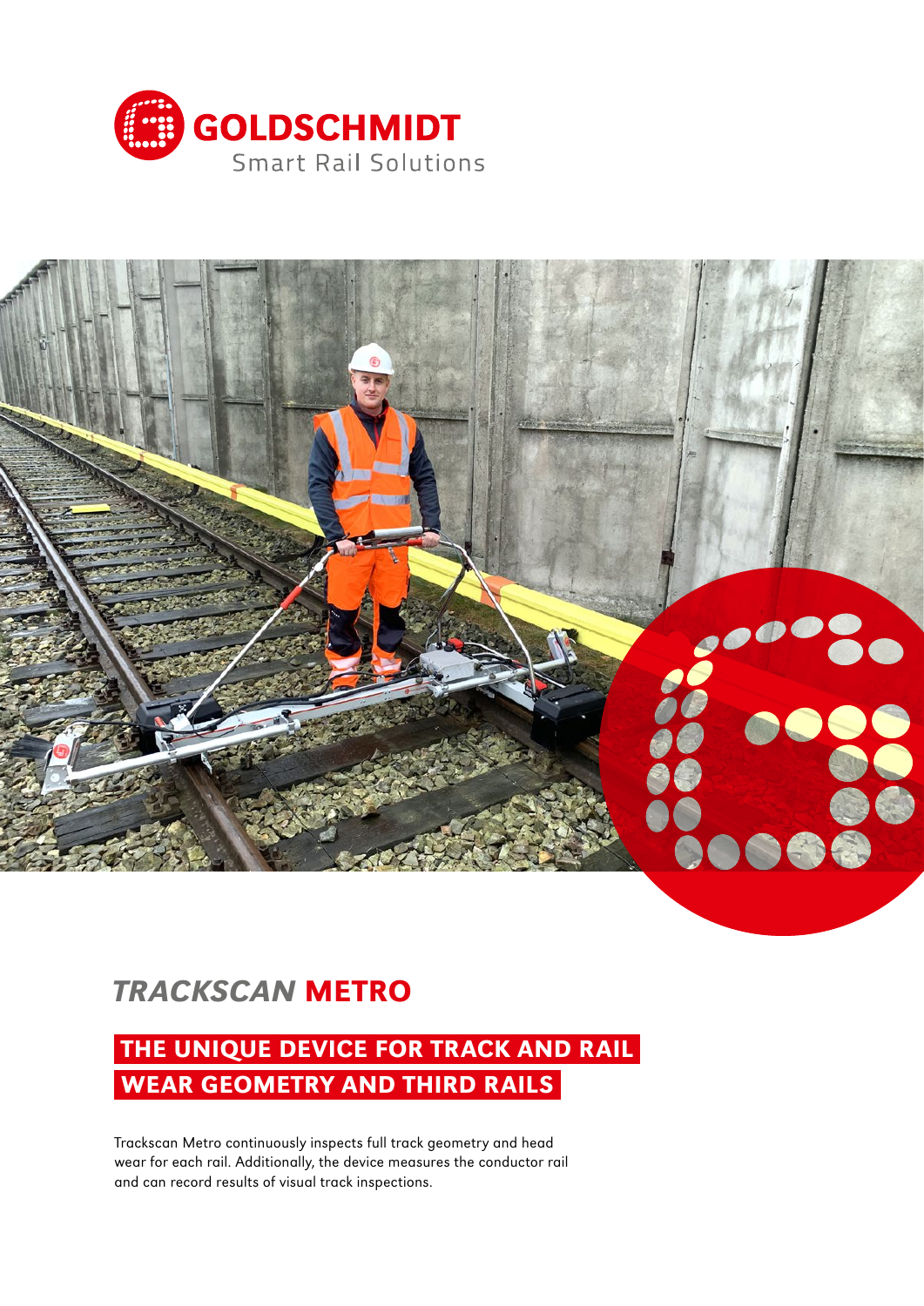GOLDSCHMIDT

Smart Rail Solutions

# *TRACKSCAN* METRO

## THE UNIQUE DEVICE FOR TRACK AND RAIL WEAR GEOMETRY AND THIRD RAILS

Trackscan Metro continuously inspects full track geometry and head wear for each rail. Additionally, the device measures the conductor rail and can record results of visual track inspections.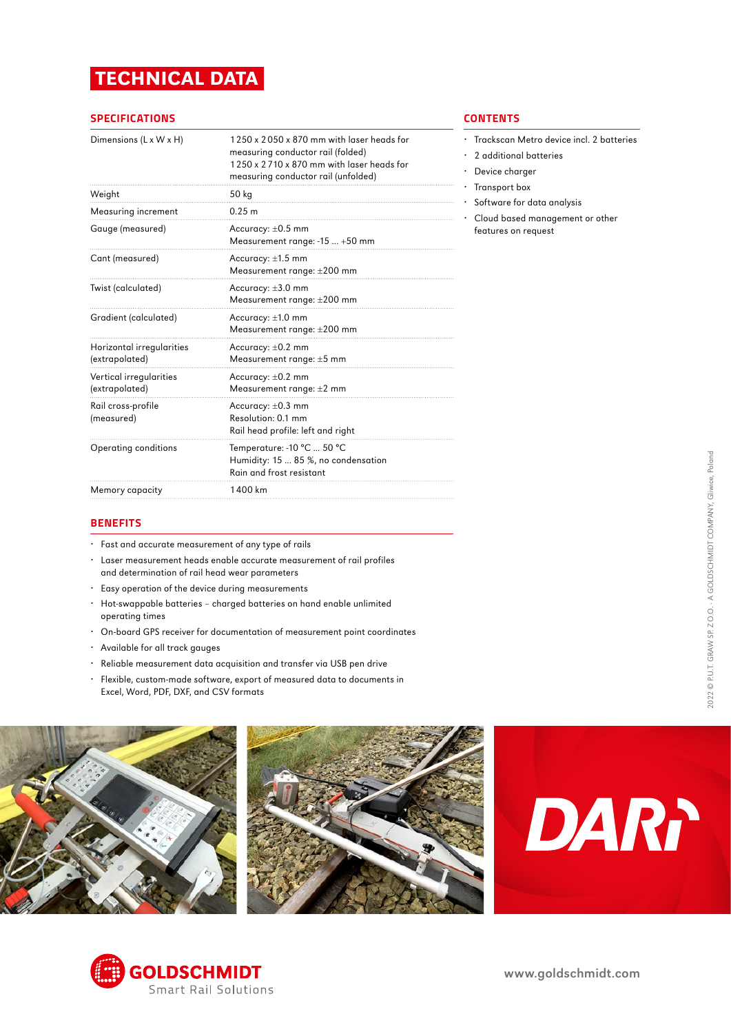# TECHNICAL DATA

## SPECIFICATIONS

| | |
|---|---|
| Dimensions (L x W x H) | 1 250 x 2 050 x 870 mm with laser heads for measuring conductor rail (folded)<br>1 250 x 2 710 x 870 mm with laser heads for measuring conductor rail (unfolded) |
| Weight | 50 kg |
| Measuring increment | 0.25 m |
| Gauge (measured) | Accuracy: ±0.5 mm<br>Measurement range: -15 … +50 mm |
| Cant (measured) | Accuracy: ±1.5 mm<br>Measurement range: ±200 mm |
| Twist (calculated) | Accuracy: ±3.0 mm<br>Measurement range: ±200 mm |
| Gradient (calculated) | Accuracy: ±1.0 mm<br>Measurement range: ±200 mm |
| Horizontal irregularities (extrapolated) | Accuracy: ±0.2 mm<br>Measurement range: ±5 mm |
| Vertical irregularities (extrapolated) | Accuracy: ±0.2 mm<br>Measurement range: ±2 mm |
| Rail cross-profile (measured) | Accuracy: ±0.3 mm<br>Resolution: 0.1 mm<br>Rail head profile: left and right |
| Operating conditions | Temperature: -10 °C … 50 °C<br>Humidity: 15 … 85 %, no condensation<br>Rain and frost resistant |
| Memory capacity | 1 400 km |

## CONTENTS

- Trackscan Metro device incl. 2 batteries
- 2 additional batteries
- Device charger
- Transport box
- Software for data analysis
- Cloud based management or other features on request

## BENEFITS

- Fast and accurate measurement of any type of rails
- Laser measurement heads enable accurate measurement of rail profiles and determination of rail head wear parameters
- Easy operation of the device during measurements
- Hot-swappable batteries – charged batteries on hand enable unlimited operating times
- On-board GPS receiver for documentation of measurement point coordinates
- Available for all track gauges
- Reliable measurement data acquisition and transfer via USB pen drive
- Flexible, custom-made software, export of measured data to documents in Excel, Word, PDF, DXF, and CSV formats

2022 © P.U.T. GRAW SP. Z O.O. - A GOLDSCHMIDT COMPANY, Gliwice, Poland

GOLDSCHMIDT
Smart Rail Solutions

www.goldschmidt.com